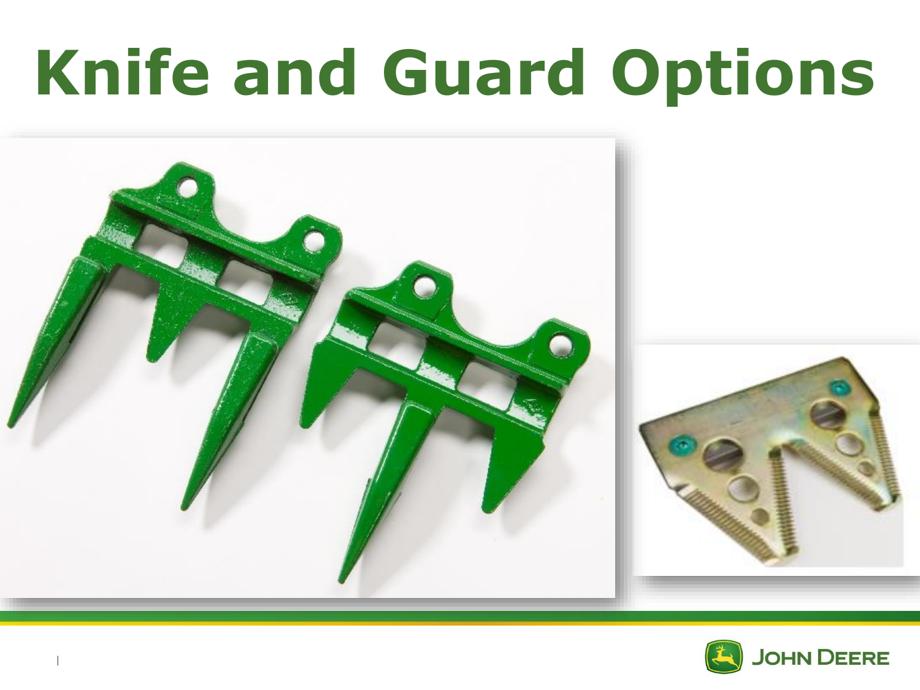# Knife and Guard Options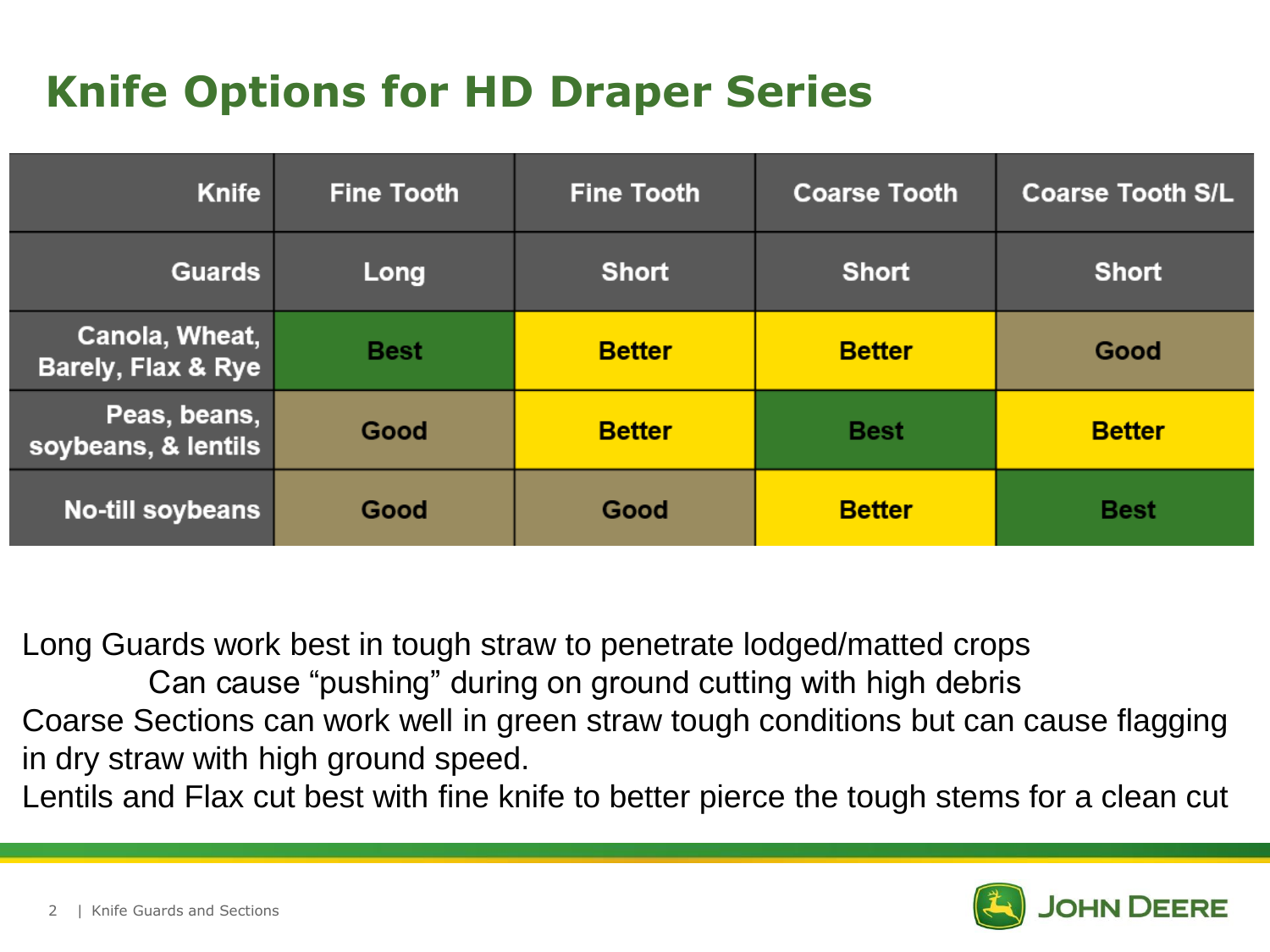# Knife Options for HD Draper Series

| Knife | Fine Tooth | Fine Tooth | Coarse Tooth | Coarse Tooth S/L |
|---|---|---|---|---|
| Guards | Long | Short | Short | Short |
| Canola, Wheat, Barely, Flax & Rye | Best | Better | Better | Good |
| Peas, beans, soybeans, & lentils | Good | Better | Best | Better |
| No-till soybeans | Good | Good | Better | Best |

Long Guards work best in tough straw to penetrate lodged/matted crops

Can cause "pushing" during on ground cutting with high debris

Coarse Sections can work well in green straw tough conditions but can cause flagging in dry straw with high ground speed.

Lentils and Flax cut best with fine knife to better pierce the tough stems for a clean cut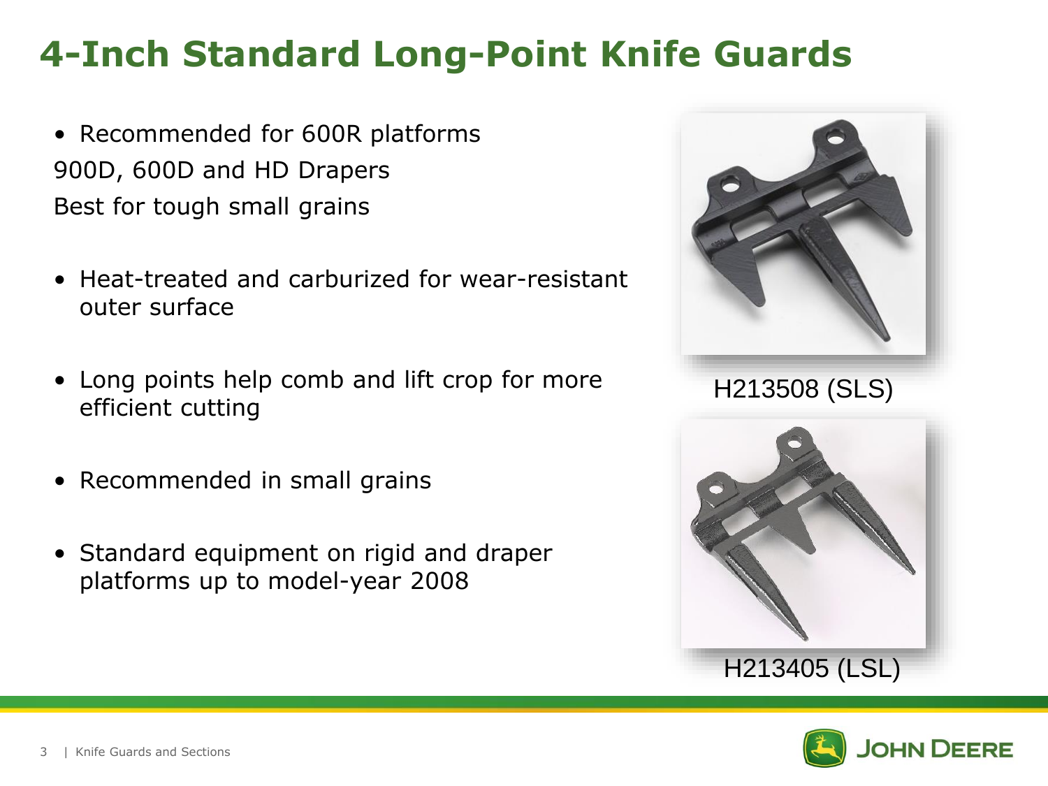# 4-Inch Standard Long-Point Knife Guards

- Recommended for 600R platforms
  900D, 600D and HD Drapers
  Best for tough small grains

- Heat-treated and carburized for wear-resistant outer surface

- Long points help comb and lift crop for more efficient cutting

- Recommended in small grains

- Standard equipment on rigid and draper platforms up to model-year 2008

H213508 (SLS)

H213405 (LSL)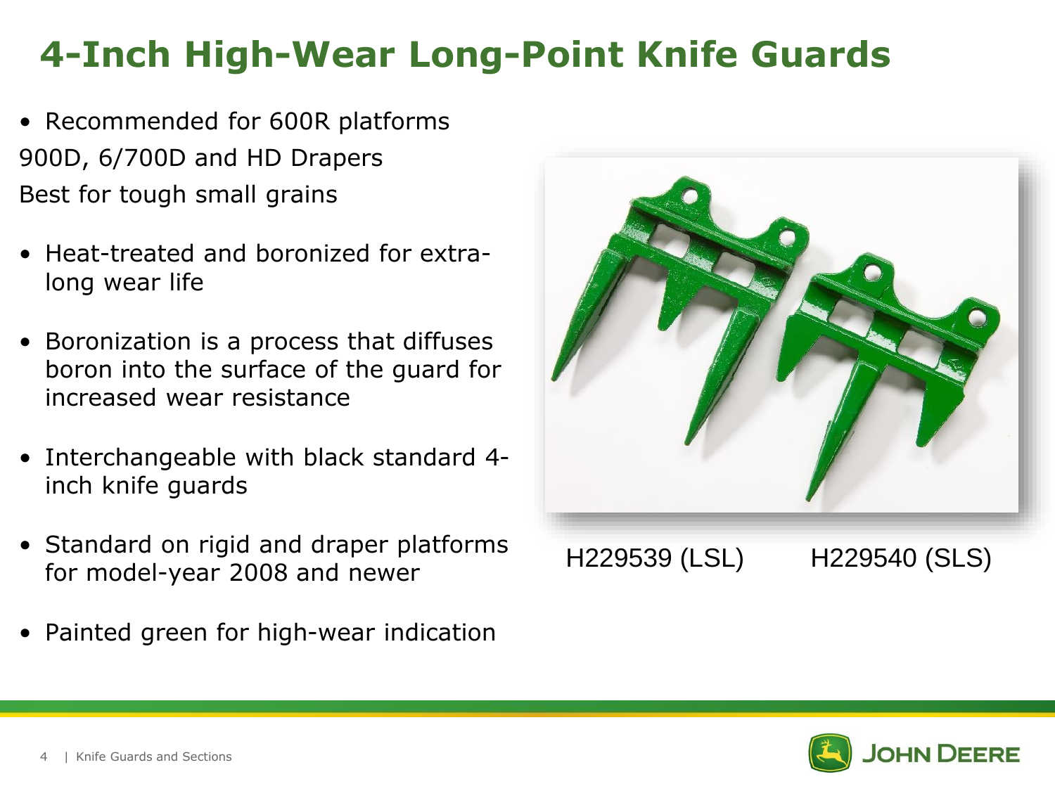# 4-Inch High-Wear Long-Point Knife Guards

- Recommended for 600R platforms
  900D, 6/700D and HD Drapers
  Best for tough small grains
- Heat-treated and boronized for extra-long wear life
- Boronization is a process that diffuses boron into the surface of the guard for increased wear resistance
- Interchangeable with black standard 4-inch knife guards
- Standard on rigid and draper platforms for model-year 2008 and newer
- Painted green for high-wear indication

H229539 (LSL) H229540 (SLS)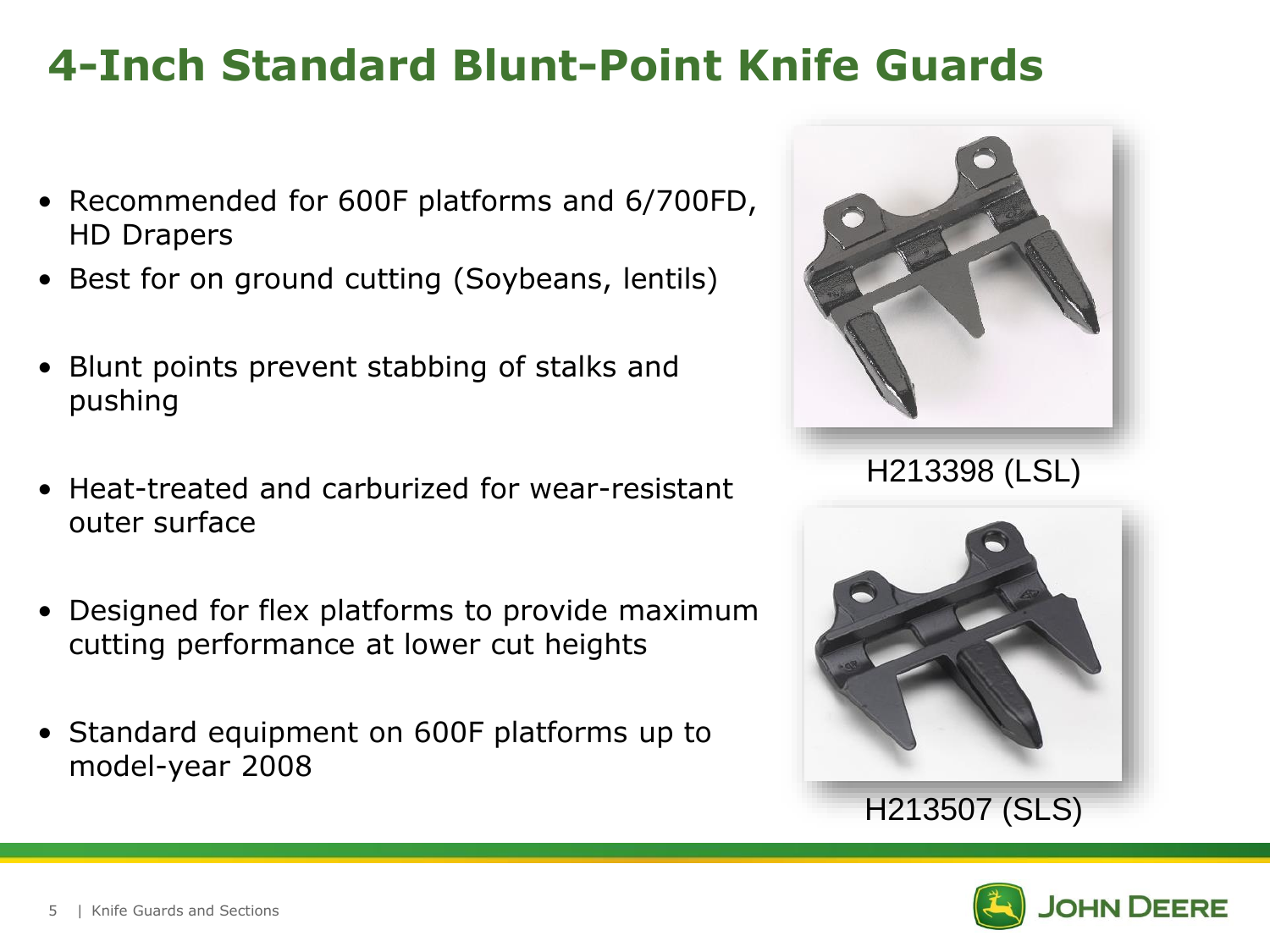# 4-Inch Standard Blunt-Point Knife Guards

- Recommended for 600F platforms and 6/700FD, HD Drapers
- Best for on ground cutting (Soybeans, lentils)
- Blunt points prevent stabbing of stalks and pushing
- Heat-treated and carburized for wear-resistant outer surface
- Designed for flex platforms to provide maximum cutting performance at lower cut heights
- Standard equipment on 600F platforms up to model-year 2008

H213398 (LSL)

H213507 (SLS)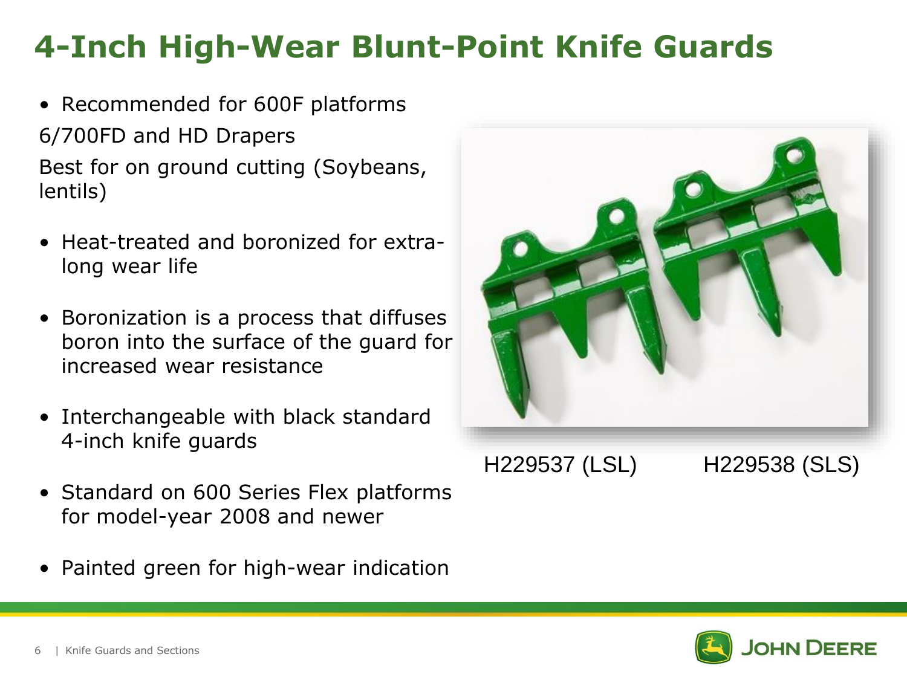# 4-Inch High-Wear Blunt-Point Knife Guards

- Recommended for 600F platforms

6/700FD and HD Drapers

Best for on ground cutting (Soybeans, lentils)

- Heat-treated and boronized for extra-long wear life
- Boronization is a process that diffuses boron into the surface of the guard for increased wear resistance
- Interchangeable with black standard 4-inch knife guards
- Standard on 600 Series Flex platforms for model-year 2008 and newer
- Painted green for high-wear indication

H229537 (LSL) H229538 (SLS)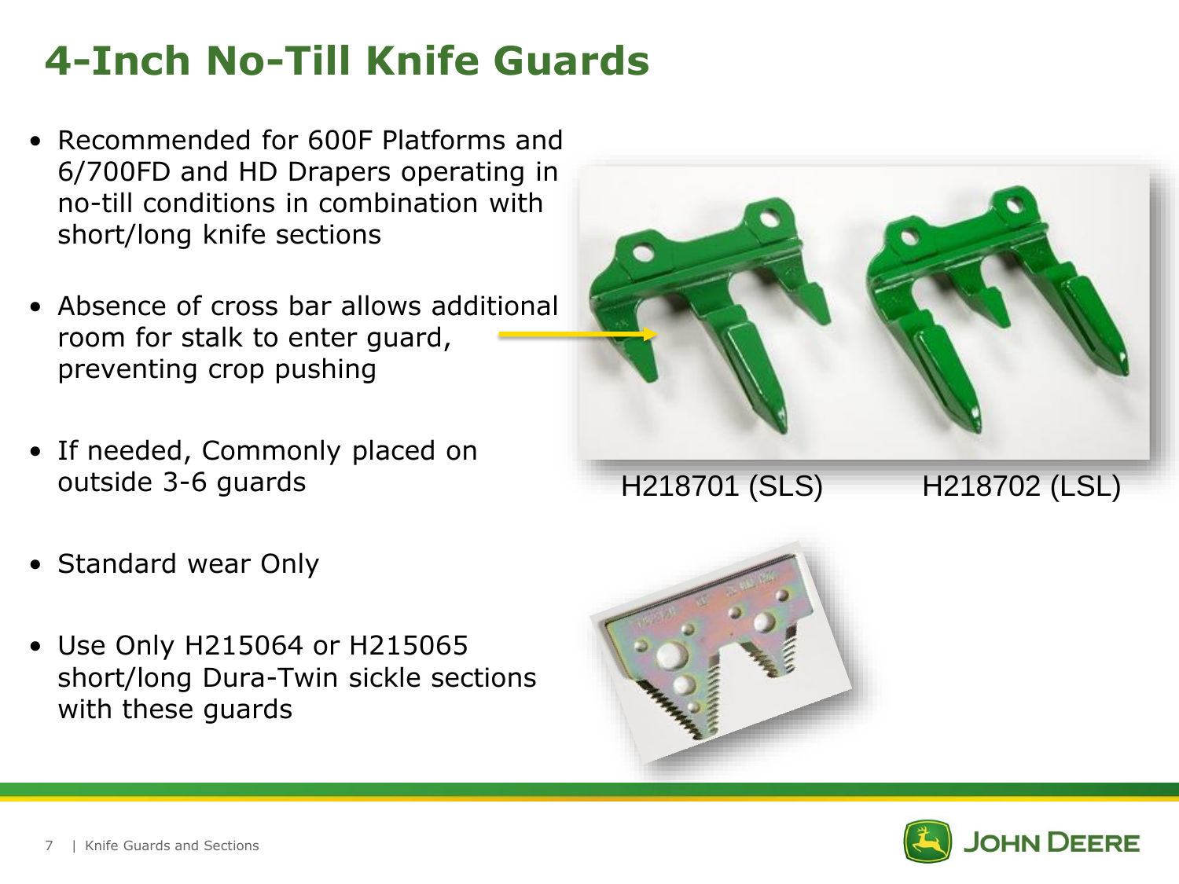# 4-Inch No-Till Knife Guards

- Recommended for 600F Platforms and 6/700FD and HD Drapers operating in no-till conditions in combination with short/long knife sections
- Absence of cross bar allows additional room for stalk to enter guard, preventing crop pushing
- If needed, Commonly placed on outside 3-6 guards
- Standard wear Only
- Use Only H215064 or H215065 short/long Dura-Twin sickle sections with these guards

H218701 (SLS) H218702 (LSL)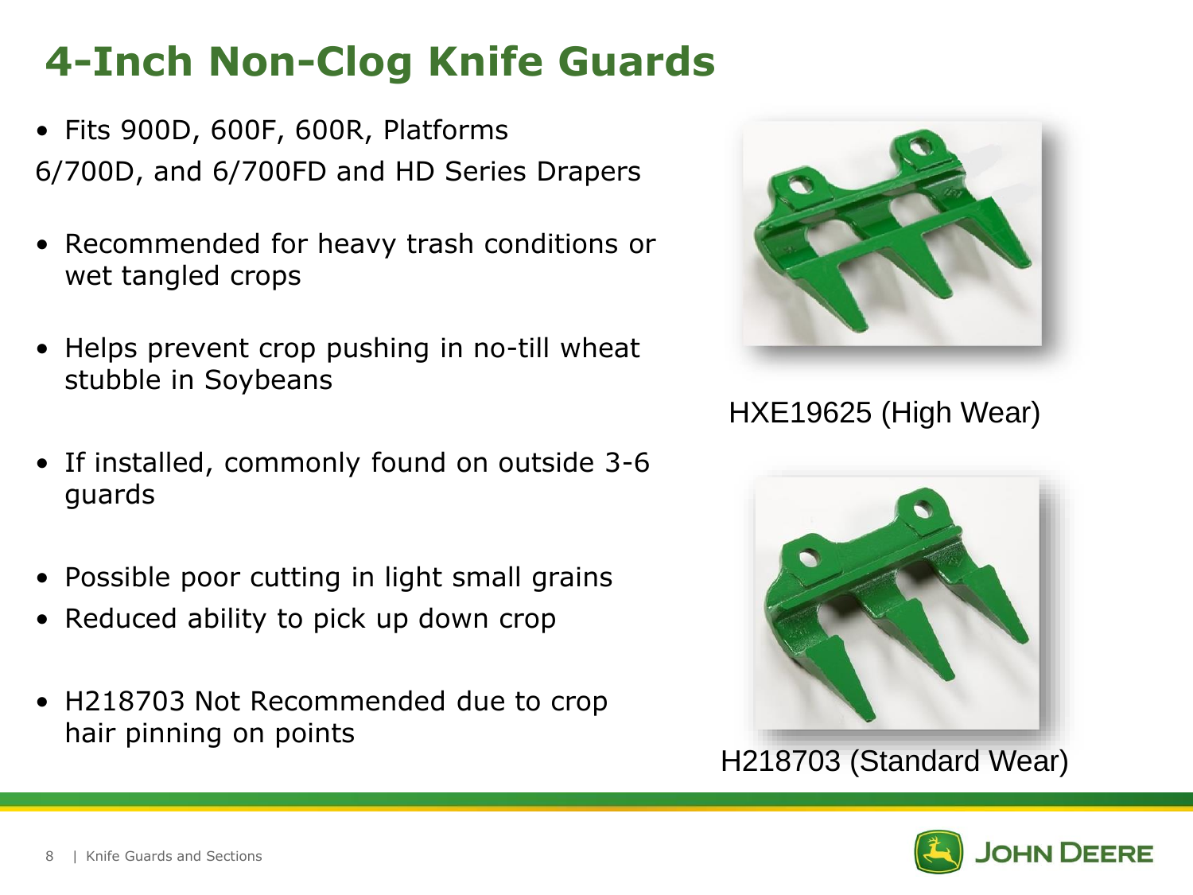# 4-Inch Non-Clog Knife Guards

- Fits 900D, 600F, 600R, Platforms 6/700D, and 6/700FD and HD Series Drapers
- Recommended for heavy trash conditions or wet tangled crops
- Helps prevent crop pushing in no-till wheat stubble in Soybeans
- If installed, commonly found on outside 3-6 guards
- Possible poor cutting in light small grains
- Reduced ability to pick up down crop
- H218703 Not Recommended due to crop hair pinning on points

HXE19625 (High Wear)

H218703 (Standard Wear)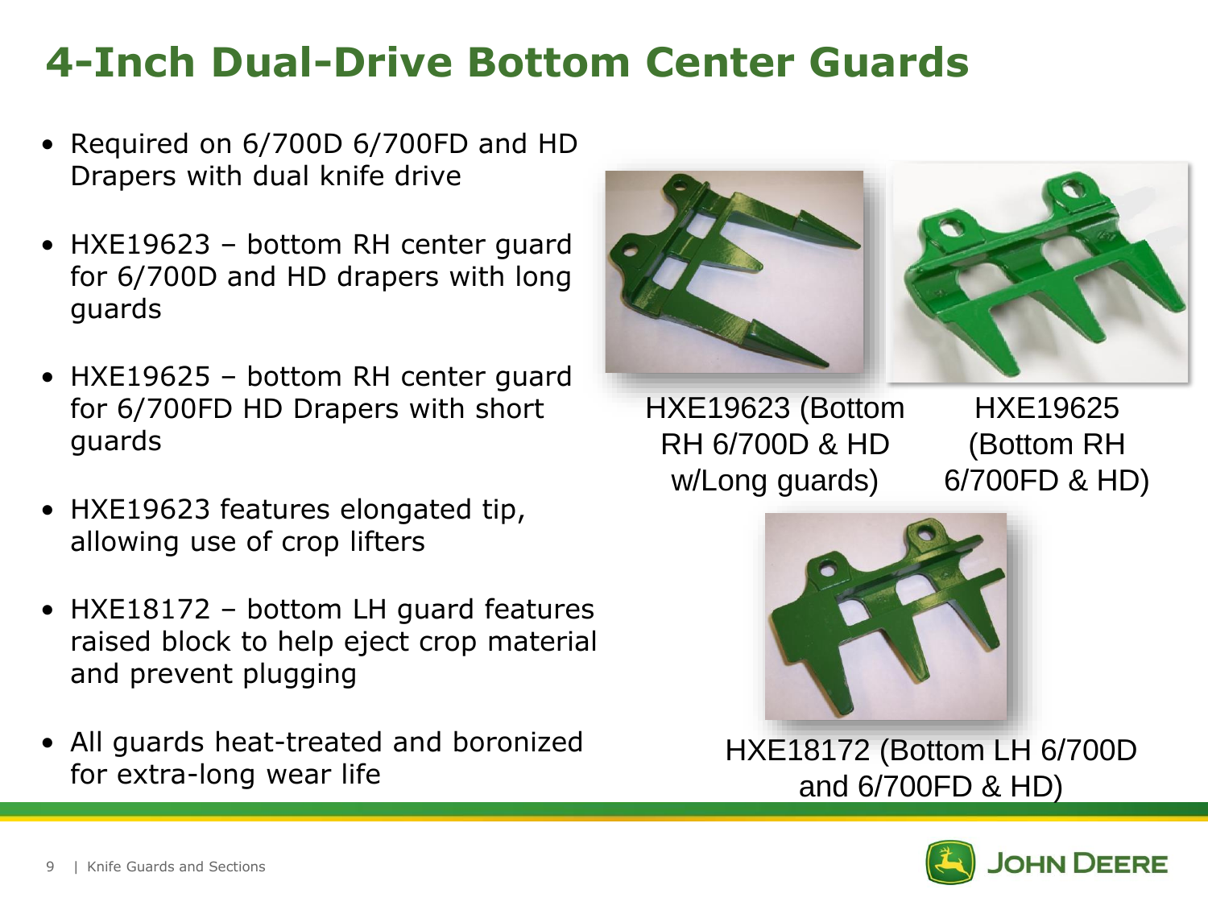# 4-Inch Dual-Drive Bottom Center Guards

- Required on 6/700D 6/700FD and HD Drapers with dual knife drive
- HXE19623 – bottom RH center guard for 6/700D and HD drapers with long guards
- HXE19625 – bottom RH center guard for 6/700FD HD Drapers with short guards
- HXE19623 features elongated tip, allowing use of crop lifters
- HXE18172 – bottom LH guard features raised block to help eject crop material and prevent plugging
- All guards heat-treated and boronized for extra-long wear life

HXE19623 (Bottom RH 6/700D & HD w/Long guards)

HXE19625 (Bottom RH 6/700FD & HD)

HXE18172 (Bottom LH 6/700D and 6/700FD & HD)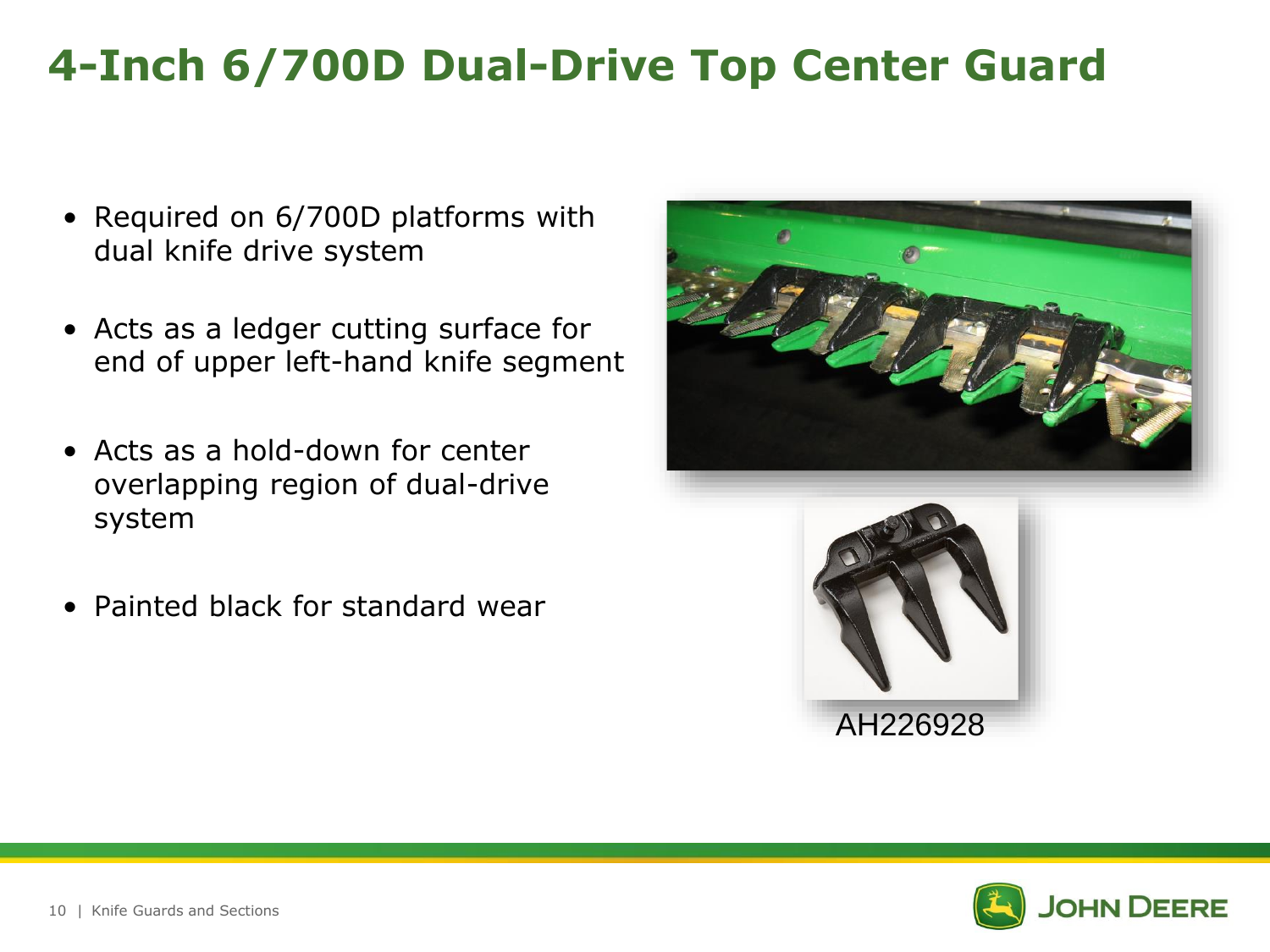# 4-Inch 6/700D Dual-Drive Top Center Guard

- Required on 6/700D platforms with dual knife drive system
- Acts as a ledger cutting surface for end of upper left-hand knife segment
- Acts as a hold-down for center overlapping region of dual-drive system
- Painted black for standard wear

AH226928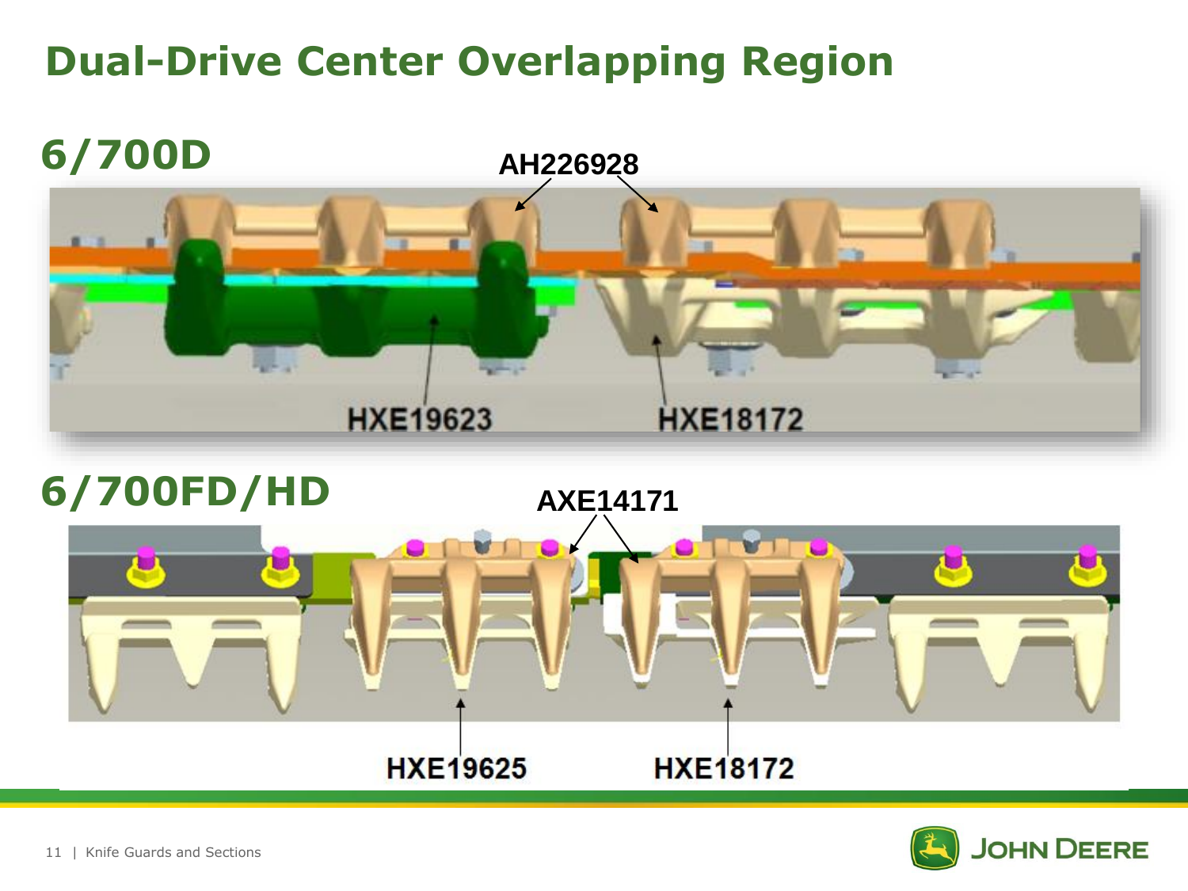# Dual-Drive Center Overlapping Region

## 6/700D

AH226928

HXE19623

HXE18172

## 6/700FD/HD

AXE14171

HXE19625

HXE18172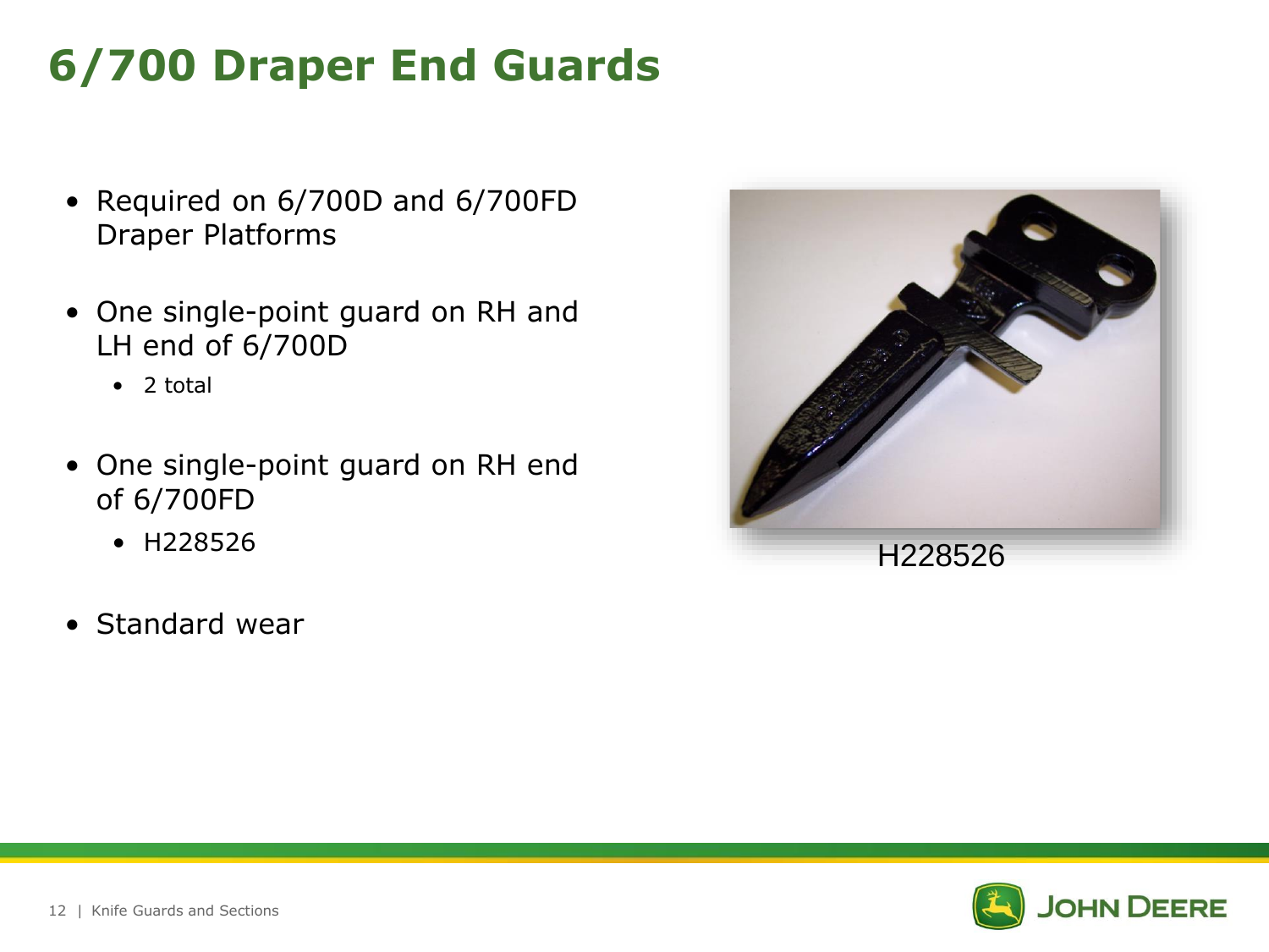# 6/700 Draper End Guards

- Required on 6/700D and 6/700FD Draper Platforms
- One single-point guard on RH and LH end of 6/700D
  - 2 total
- One single-point guard on RH end of 6/700FD
  - H228526
- Standard wear

H228526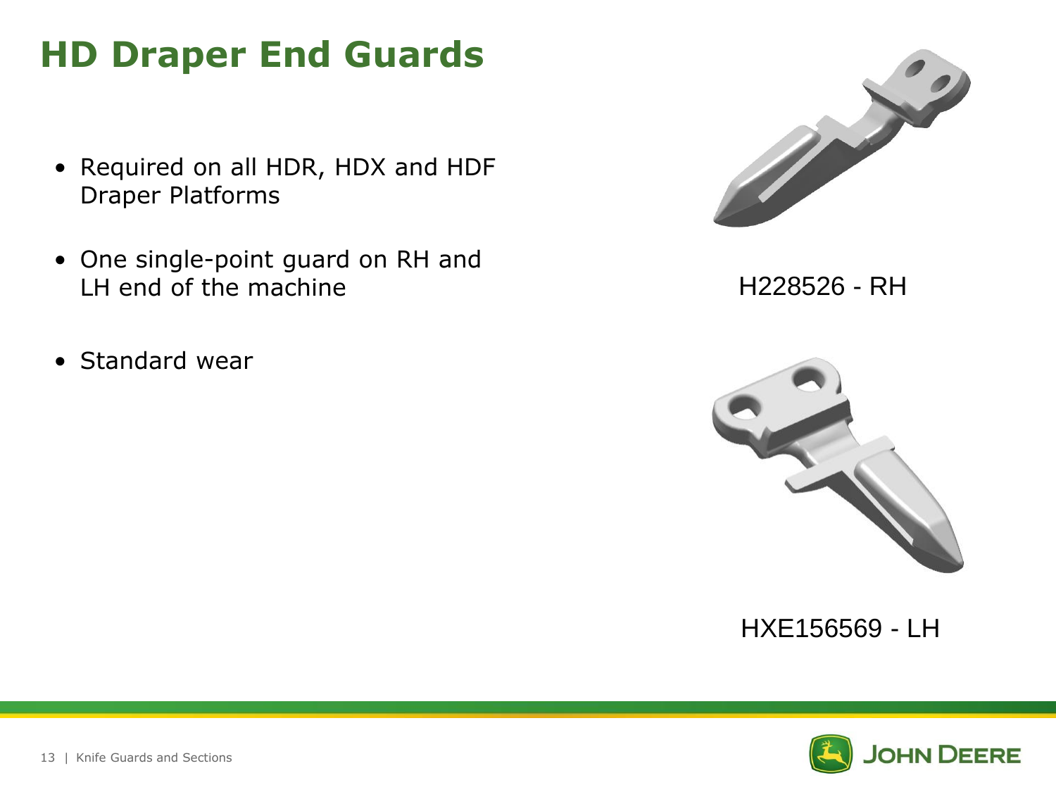# HD Draper End Guards

- Required on all HDR, HDX and HDF Draper Platforms
- One single-point guard on RH and LH end of the machine
- Standard wear

H228526 - RH

HXE156569 - LH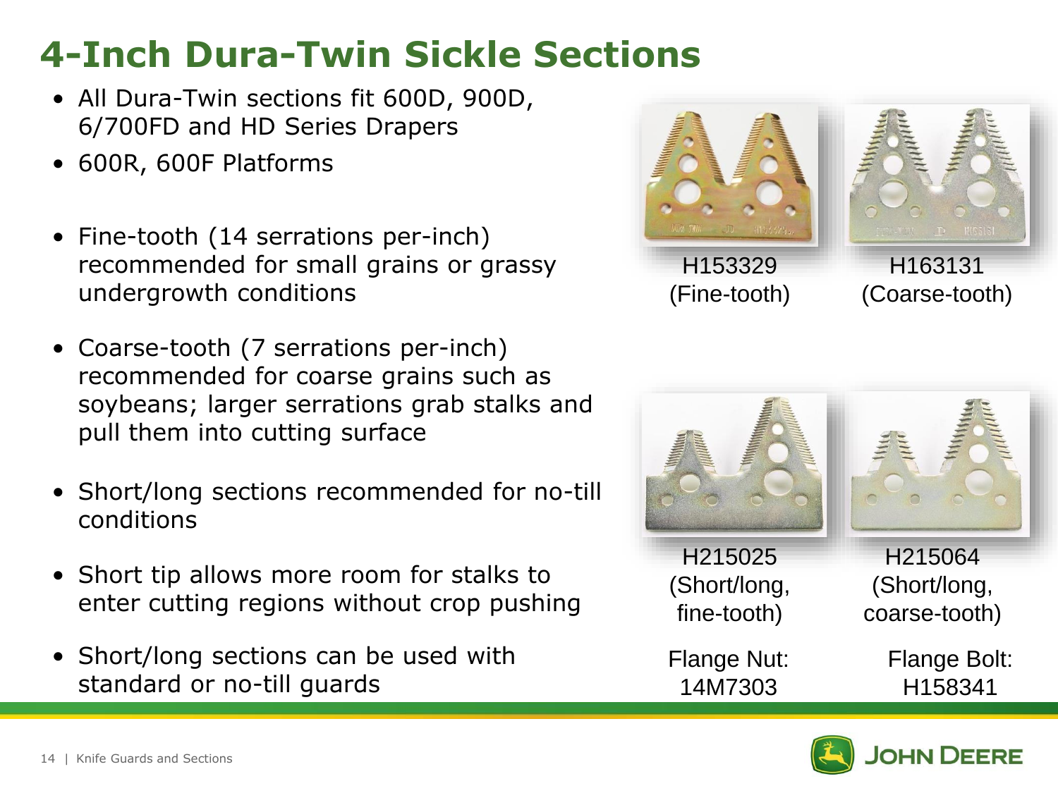# 4-Inch Dura-Twin Sickle Sections

- All Dura-Twin sections fit 600D, 900D, 6/700FD and HD Series Drapers
- 600R, 600F Platforms
- Fine-tooth (14 serrations per-inch) recommended for small grains or grassy undergrowth conditions
- Coarse-tooth (7 serrations per-inch) recommended for coarse grains such as soybeans; larger serrations grab stalks and pull them into cutting surface
- Short/long sections recommended for no-till conditions
- Short tip allows more room for stalks to enter cutting regions without crop pushing
- Short/long sections can be used with standard or no-till guards

H153329 (Fine-tooth)

H163131 (Coarse-tooth)

H215025 (Short/long, fine-tooth)

H215064 (Short/long, coarse-tooth)

Flange Nut: 14M7303

Flange Bolt: H158341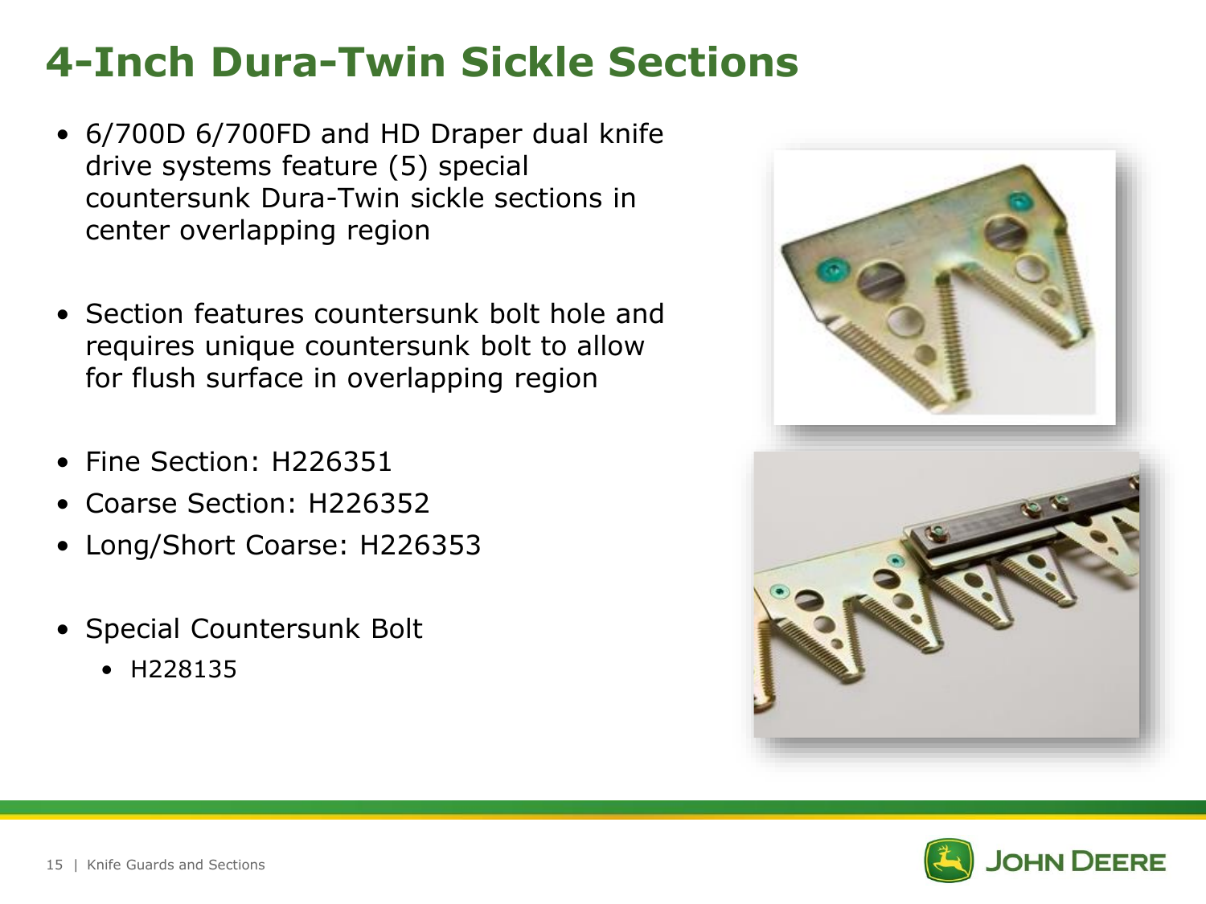# 4-Inch Dura-Twin Sickle Sections

- 6/700D 6/700FD and HD Draper dual knife drive systems feature (5) special countersunk Dura-Twin sickle sections in center overlapping region

- Section features countersunk bolt hole and requires unique countersunk bolt to allow for flush surface in overlapping region

- Fine Section: H226351
- Coarse Section: H226352
- Long/Short Coarse: H226353

- Special Countersunk Bolt
  - H228135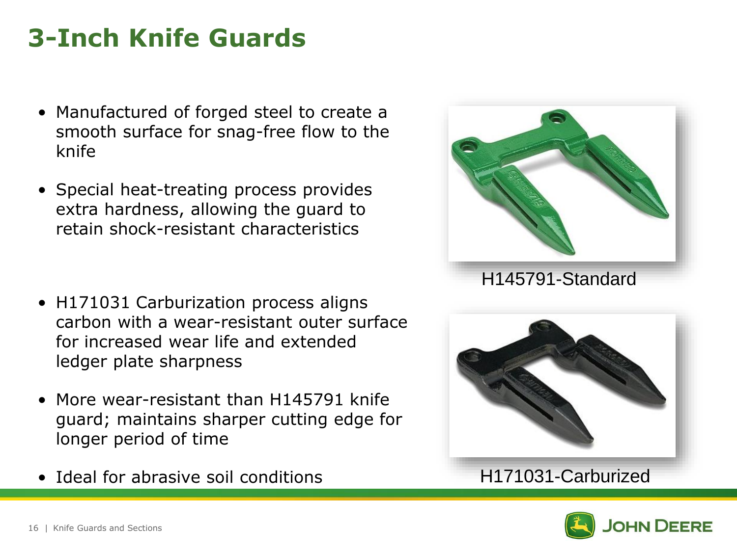# 3-Inch Knife Guards

- Manufactured of forged steel to create a smooth surface for snag-free flow to the knife
- Special heat-treating process provides extra hardness, allowing the guard to retain shock-resistant characteristics

H145791-Standard

- H171031 Carburization process aligns carbon with a wear-resistant outer surface for increased wear life and extended ledger plate sharpness
- More wear-resistant than H145791 knife guard; maintains sharper cutting edge for longer period of time
- Ideal for abrasive soil conditions

H171031-Carburized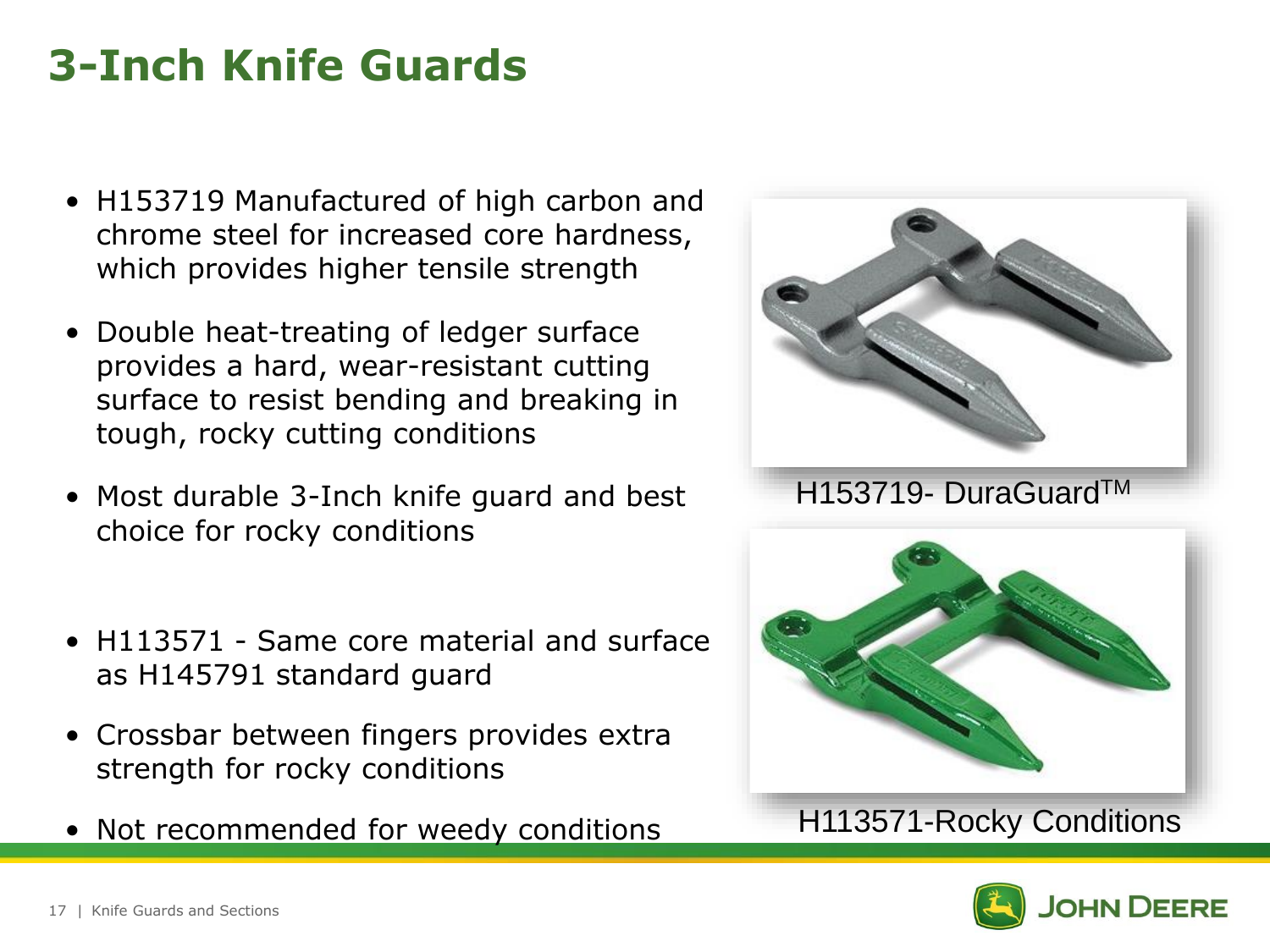# 3-Inch Knife Guards

- H153719 Manufactured of high carbon and chrome steel for increased core hardness, which provides higher tensile strength
- Double heat-treating of ledger surface provides a hard, wear-resistant cutting surface to resist bending and breaking in tough, rocky cutting conditions
- Most durable 3-Inch knife guard and best choice for rocky conditions

H153719- DuraGuard™

- H113571 - Same core material and surface as H145791 standard guard
- Crossbar between fingers provides extra strength for rocky conditions
- Not recommended for weedy conditions

H113571-Rocky Conditions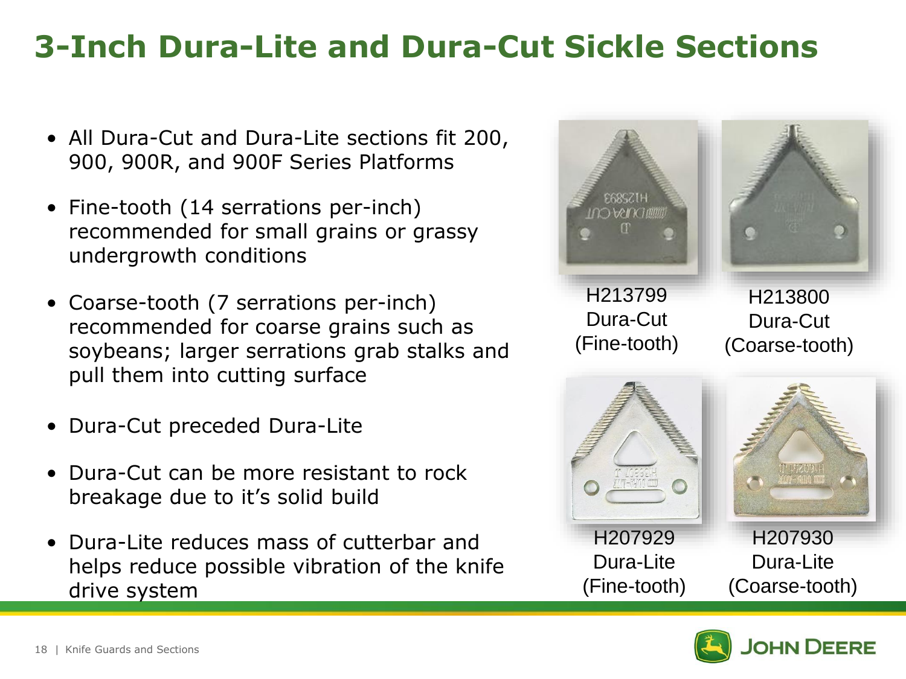# 3-Inch Dura-Lite and Dura-Cut Sickle Sections

- All Dura-Cut and Dura-Lite sections fit 200, 900, 900R, and 900F Series Platforms
- Fine-tooth (14 serrations per-inch) recommended for small grains or grassy undergrowth conditions
- Coarse-tooth (7 serrations per-inch) recommended for coarse grains such as soybeans; larger serrations grab stalks and pull them into cutting surface
- Dura-Cut preceded Dura-Lite
- Dura-Cut can be more resistant to rock breakage due to it's solid build
- Dura-Lite reduces mass of cutterbar and helps reduce possible vibration of the knife drive system

H213799
Dura-Cut
(Fine-tooth)

H213800
Dura-Cut
(Coarse-tooth)

H207929
Dura-Lite
(Fine-tooth)

H207930
Dura-Lite
(Coarse-tooth)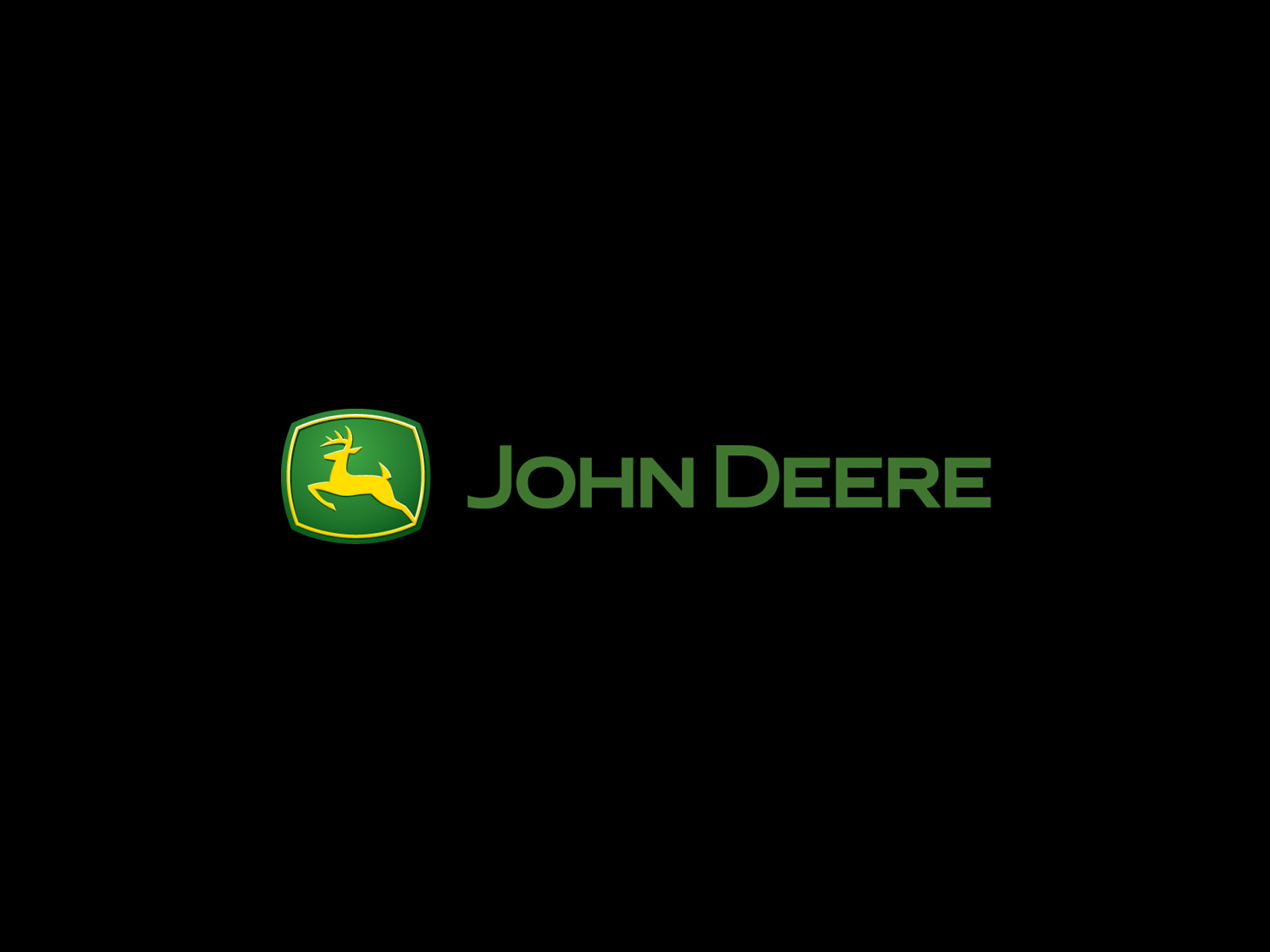JOHN DEERE